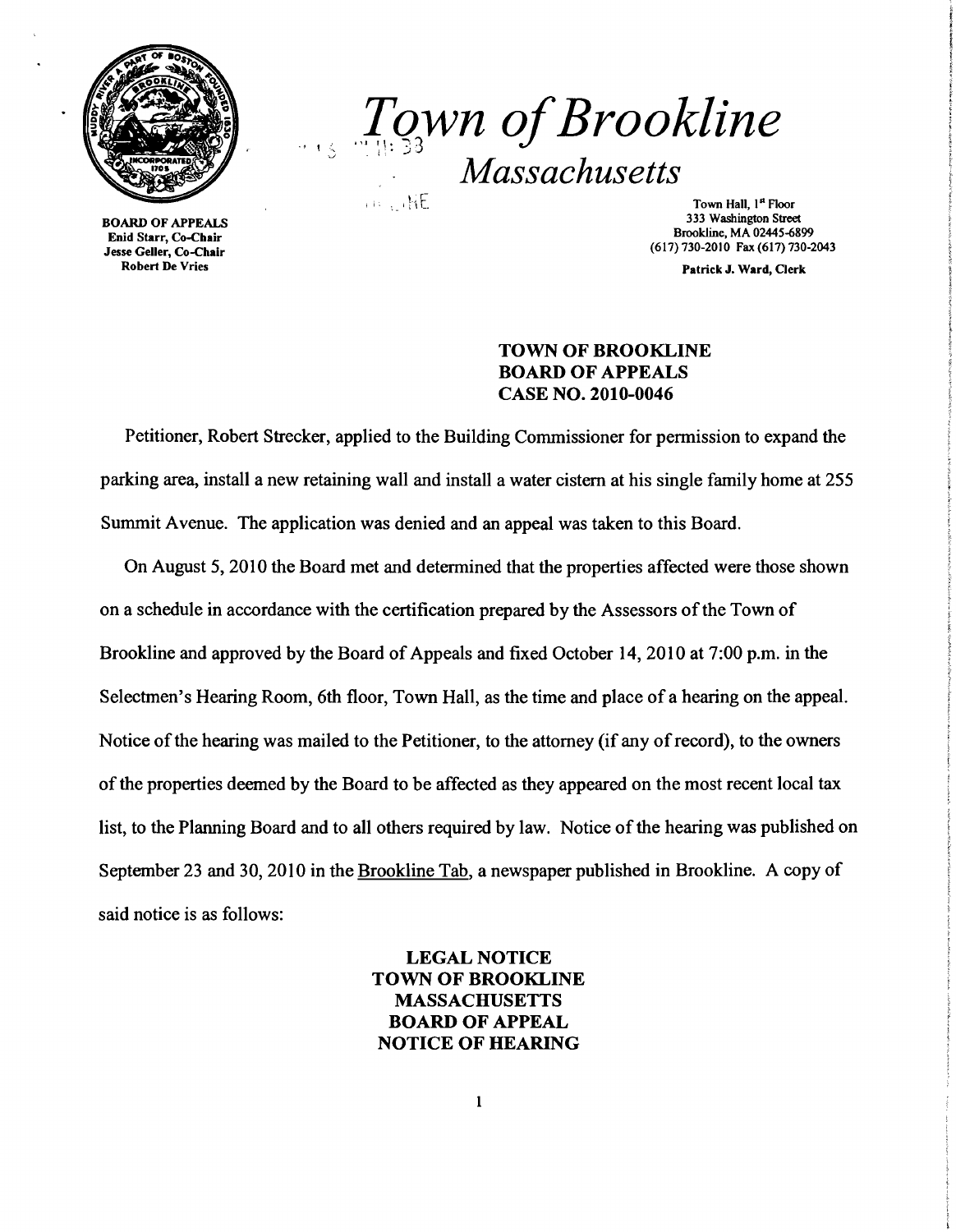# *Town of Brookline*

## *Massachusetts*

**BOARD OF APPEALS**
**Enid Starr, Co-Chair**
**Jesse Geller, Co-Chair**
**Robert De Vries**

Town Hall, 1st Floor
333 Washington Street
Brookline, MA 02445-6899
(617) 730-2010 Fax (617) 730-2043

**Patrick J. Ward, Clerk**

**TOWN OF BROOKLINE**
**BOARD OF APPEALS**
**CASE NO. 2010-0046**

Petitioner, Robert Strecker, applied to the Building Commissioner for permission to expand the parking area, install a new retaining wall and install a water cistern at his single family home at 255 Summit Avenue. The application was denied and an appeal was taken to this Board.

On August 5, 2010 the Board met and determined that the properties affected were those shown on a schedule in accordance with the certification prepared by the Assessors of the Town of Brookline and approved by the Board of Appeals and fixed October 14, 2010 at 7:00 p.m. in the Selectmen's Hearing Room, 6th floor, Town Hall, as the time and place of a hearing on the appeal. Notice of the hearing was mailed to the Petitioner, to the attorney (if any of record), to the owners of the properties deemed by the Board to be affected as they appeared on the most recent local tax list, to the Planning Board and to all others required by law. Notice of the hearing was published on September 23 and 30, 2010 in the Brookline Tab, a newspaper published in Brookline. A copy of said notice is as follows:

**LEGAL NOTICE**
**TOWN OF BROOKLINE**
**MASSACHUSETTS**
**BOARD OF APPEAL**
**NOTICE OF HEARING**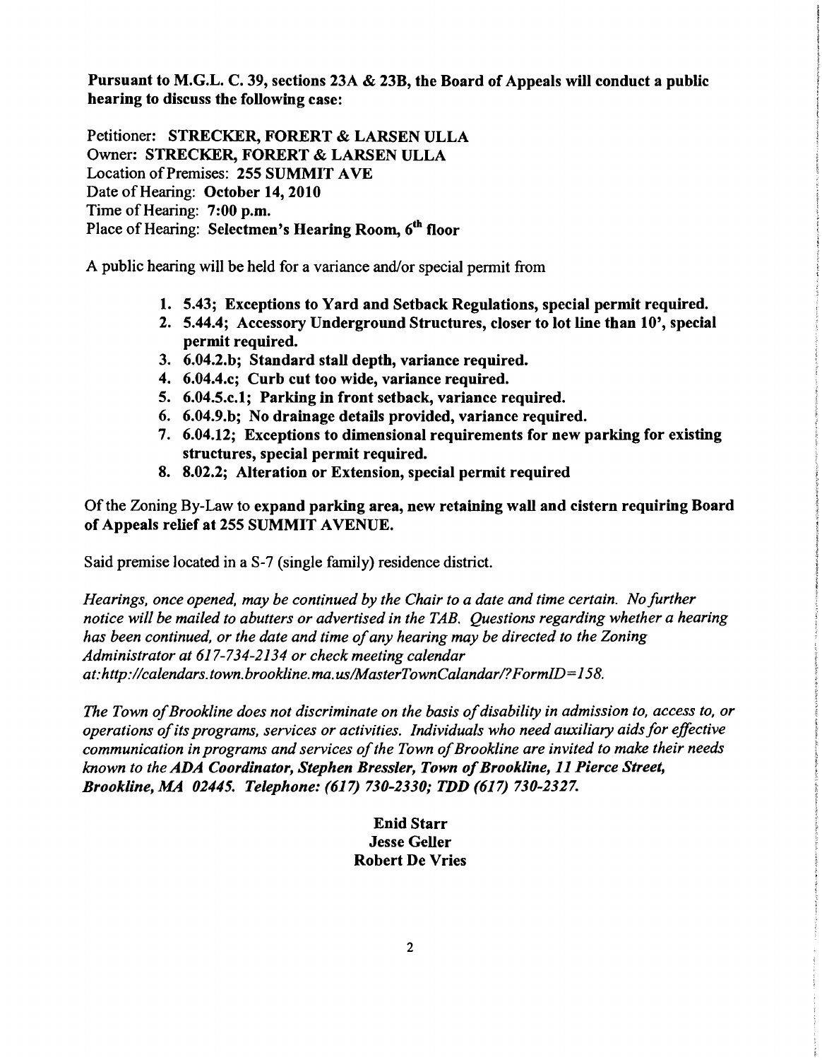**Pursuant to M.G.L. C. 39, sections 23A & 23B, the Board of Appeals will conduct a public hearing to discuss the following case:**

Petitioner: **STRECKER, FORERT & LARSEN ULLA**
Owner: **STRECKER, FORERT & LARSEN ULLA**
Location of Premises: **255 SUMMIT AVE**
Date of Hearing: **October 14, 2010**
Time of Hearing: **7:00 p.m.**
Place of Hearing: **Selectmen's Hearing Room, 6th floor**

A public hearing will be held for a variance and/or special permit from

1. **5.43; Exceptions to Yard and Setback Regulations, special permit required.**
2. **5.44.4; Accessory Underground Structures, closer to lot line than 10', special permit required.**
3. **6.04.2.b; Standard stall depth, variance required.**
4. **6.04.4.c; Curb cut too wide, variance required.**
5. **6.04.5.c.1; Parking in front setback, variance required.**
6. **6.04.9.b; No drainage details provided, variance required.**
7. **6.04.12; Exceptions to dimensional requirements for new parking for existing structures, special permit required.**
8. **8.02.2; Alteration or Extension, special permit required**

Of the Zoning By-Law to **expand parking area, new retaining wall and cistern requiring Board of Appeals relief at 255 SUMMIT AVENUE.**

Said premise located in a S-7 (single family) residence district.

*Hearings, once opened, may be continued by the Chair to a date and time certain. No further notice will be mailed to abutters or advertised in the TAB. Questions regarding whether a hearing has been continued, or the date and time of any hearing may be directed to the Zoning Administrator at 617-734-2134 or check meeting calendar at:http://calendars.town.brookline.ma.us/MasterTownCalandar/?FormID=158.*

*The Town of Brookline does not discriminate on the basis of disability in admission to, access to, or operations of its programs, services or activities. Individuals who need auxiliary aids for effective communication in programs and services of the Town of Brookline are invited to make their needs known to the* ***ADA Coordinator, Stephen Bressler, Town of Brookline, 11 Pierce Street, Brookline, MA 02445. Telephone: (617) 730-2330; TDD (617) 730-2327.***

**Enid Starr**
**Jesse Geller**
**Robert De Vries**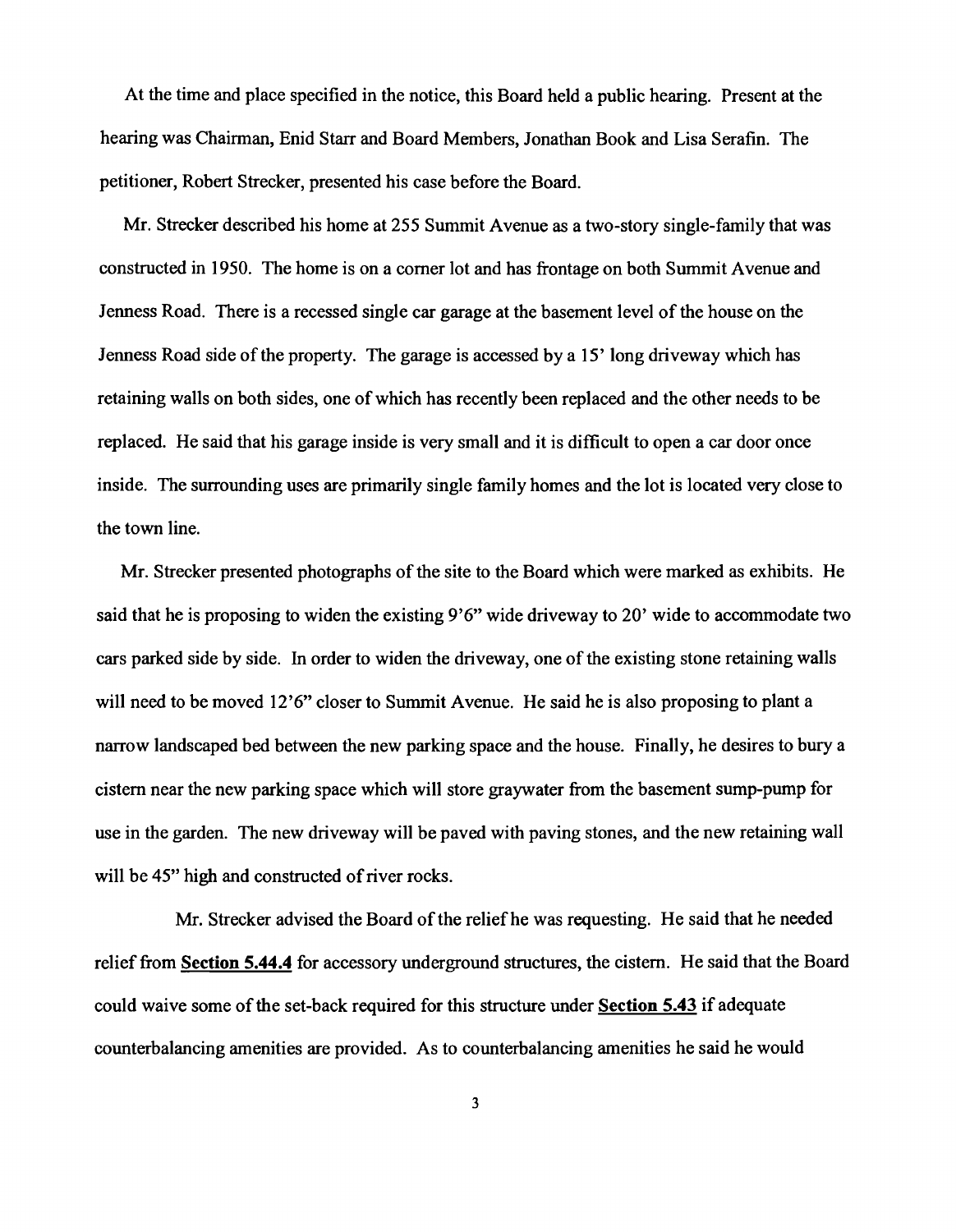At the time and place specified in the notice, this Board held a public hearing. Present at the hearing was Chairman, Enid Starr and Board Members, Jonathan Book and Lisa Serafin. The petitioner, Robert Strecker, presented his case before the Board.

Mr. Strecker described his home at 255 Summit Avenue as a two-story single-family that was constructed in 1950. The home is on a corner lot and has frontage on both Summit Avenue and Jenness Road. There is a recessed single car garage at the basement level of the house on the Jenness Road side of the property. The garage is accessed by a 15' long driveway which has retaining walls on both sides, one of which has recently been replaced and the other needs to be replaced. He said that his garage inside is very small and it is difficult to open a car door once inside. The surrounding uses are primarily single family homes and the lot is located very close to the town line.

Mr. Strecker presented photographs of the site to the Board which were marked as exhibits. He said that he is proposing to widen the existing 9'6" wide driveway to 20' wide to accommodate two cars parked side by side. In order to widen the driveway, one of the existing stone retaining walls will need to be moved 12'6" closer to Summit Avenue. He said he is also proposing to plant a narrow landscaped bed between the new parking space and the house. Finally, he desires to bury a cistern near the new parking space which will store graywater from the basement sump-pump for use in the garden. The new driveway will be paved with paving stones, and the new retaining wall will be 45" high and constructed of river rocks.

Mr. Strecker advised the Board of the relief he was requesting. He said that he needed relief from **Section 5.44.4** for accessory underground structures, the cistern. He said that the Board could waive some of the set-back required for this structure under **Section 5.43** if adequate counterbalancing amenities are provided. As to counterbalancing amenities he said he would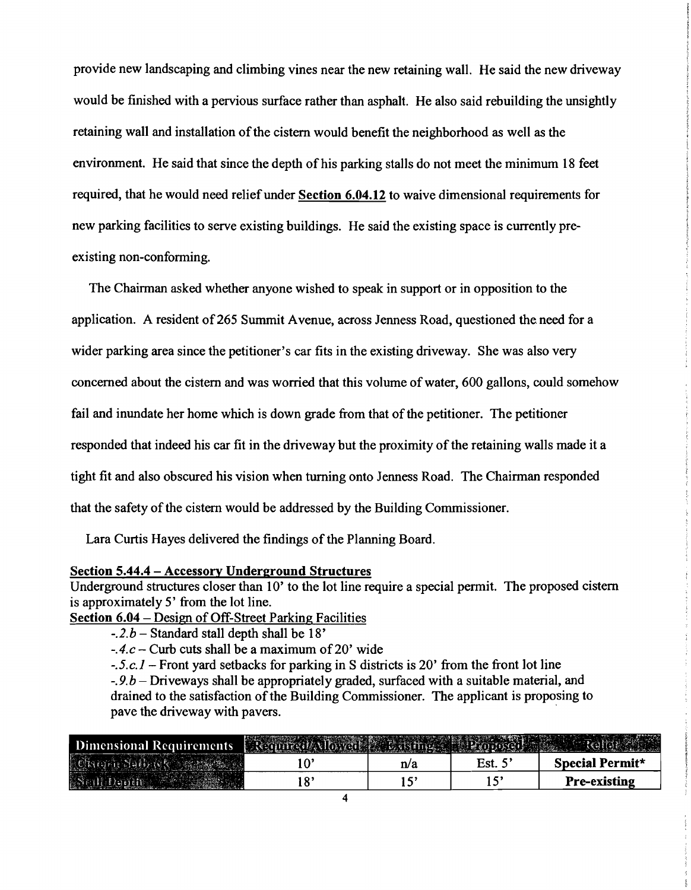provide new landscaping and climbing vines near the new retaining wall. He said the new driveway would be finished with a pervious surface rather than asphalt. He also said rebuilding the unsightly retaining wall and installation of the cistern would benefit the neighborhood as well as the environment. He said that since the depth of his parking stalls do not meet the minimum 18 feet required, that he would need relief under **Section 6.04.12** to waive dimensional requirements for new parking facilities to serve existing buildings. He said the existing space is currently pre-existing non-conforming.

The Chairman asked whether anyone wished to speak in support or in opposition to the application. A resident of 265 Summit Avenue, across Jenness Road, questioned the need for a wider parking area since the petitioner's car fits in the existing driveway. She was also very concerned about the cistern and was worried that this volume of water, 600 gallons, could somehow fail and inundate her home which is down grade from that of the petitioner. The petitioner responded that indeed his car fit in the driveway but the proximity of the retaining walls made it a tight fit and also obscured his vision when turning onto Jenness Road. The Chairman responded that the safety of the cistern would be addressed by the Building Commissioner.

Lara Curtis Hayes delivered the findings of the Planning Board.

**Section 5.44.4 – Accessory Underground Structures**

Underground structures closer than 10' to the lot line require a special permit. The proposed cistern is approximately 5' from the lot line.

Section 6.04 – Design of Off-Street Parking Facilities

- *-.2.b* – Standard stall depth shall be 18'
- *-.4.c* – Curb cuts shall be a maximum of 20' wide
- *-.5.c.1* – Front yard setbacks for parking in S districts is 20' from the front lot line
- *-.9.b* – Driveways shall be appropriately graded, surfaced with a suitable material, and drained to the satisfaction of the Building Commissioner. The applicant is proposing to pave the driveway with pavers.

| Dimensional Requirements | Required/Allowed | Existing | Proposed | Relief |
|---|---|---|---|---|
| Cistern Setback | 10' | n/a | Est. 5' | **Special Permit*** |
| Stall Depth | 18' | 15' | 15' | **Pre-existing** |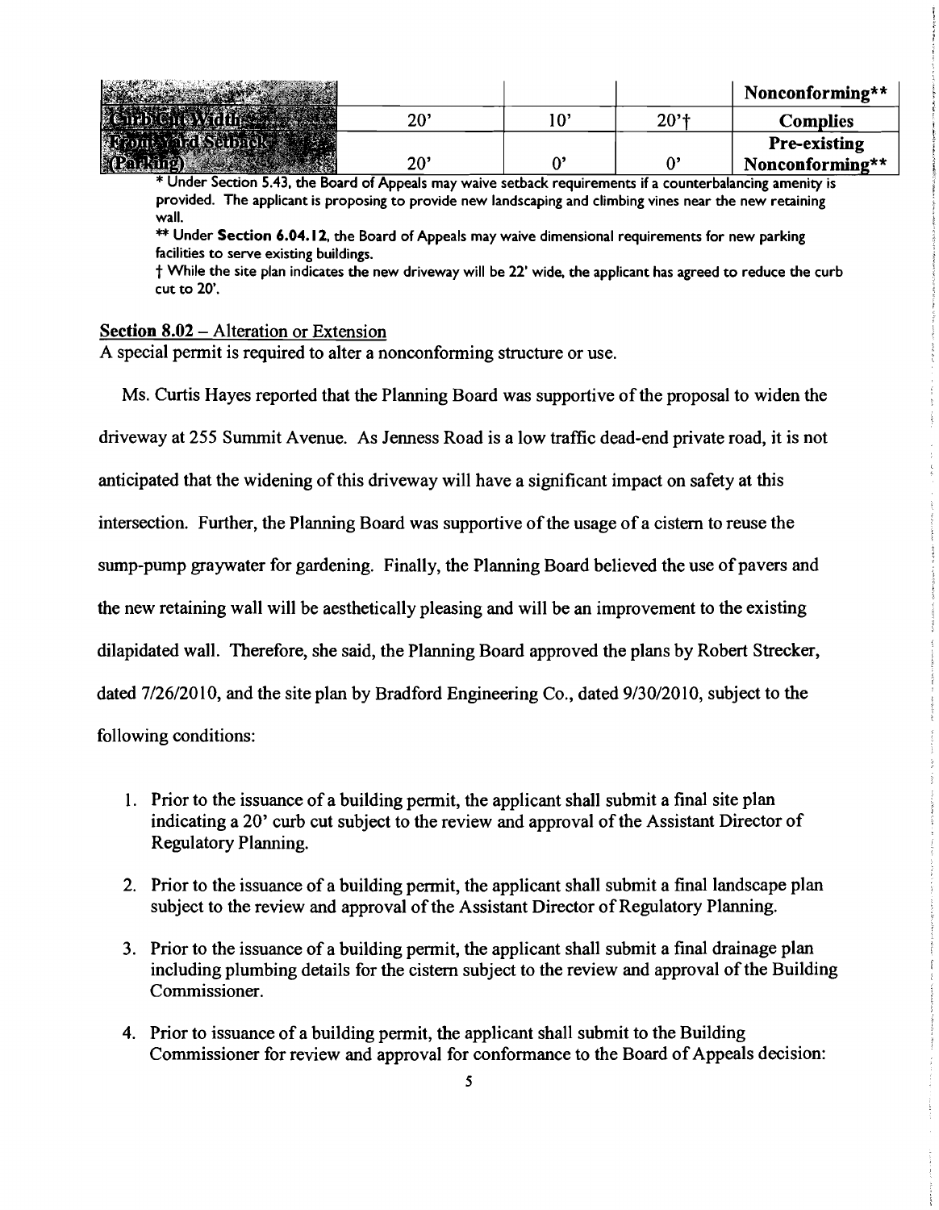| | | | | |
|---|---|---|---|---|
| | | | | Nonconforming** |
| Curb Cut Width | 20' | 10' | 20'† | Complies |
| Front Yard Setback (Parking) | 20' | 0' | 0' | Pre-existing Nonconforming** |

* Under Section 5.43, the Board of Appeals may waive setback requirements if a counterbalancing amenity is provided. The applicant is proposing to provide new landscaping and climbing vines near the new retaining wall.

** Under **Section 6.04.12**, the Board of Appeals may waive dimensional requirements for new parking facilities to serve existing buildings.

† While the site plan indicates the new driveway will be 22' wide, the applicant has agreed to reduce the curb cut to 20'.

**Section 8.02** – Alteration or Extension

A special permit is required to alter a nonconforming structure or use.

Ms. Curtis Hayes reported that the Planning Board was supportive of the proposal to widen the driveway at 255 Summit Avenue. As Jenness Road is a low traffic dead-end private road, it is not anticipated that the widening of this driveway will have a significant impact on safety at this intersection. Further, the Planning Board was supportive of the usage of a cistern to reuse the sump-pump graywater for gardening. Finally, the Planning Board believed the use of pavers and the new retaining wall will be aesthetically pleasing and will be an improvement to the existing dilapidated wall. Therefore, she said, the Planning Board approved the plans by Robert Strecker, dated 7/26/2010, and the site plan by Bradford Engineering Co., dated 9/30/2010, subject to the following conditions:

1. Prior to the issuance of a building permit, the applicant shall submit a final site plan indicating a 20' curb cut subject to the review and approval of the Assistant Director of Regulatory Planning.

2. Prior to the issuance of a building permit, the applicant shall submit a final landscape plan subject to the review and approval of the Assistant Director of Regulatory Planning.

3. Prior to the issuance of a building permit, the applicant shall submit a final drainage plan including plumbing details for the cistern subject to the review and approval of the Building Commissioner.

4. Prior to issuance of a building permit, the applicant shall submit to the Building Commissioner for review and approval for conformance to the Board of Appeals decision: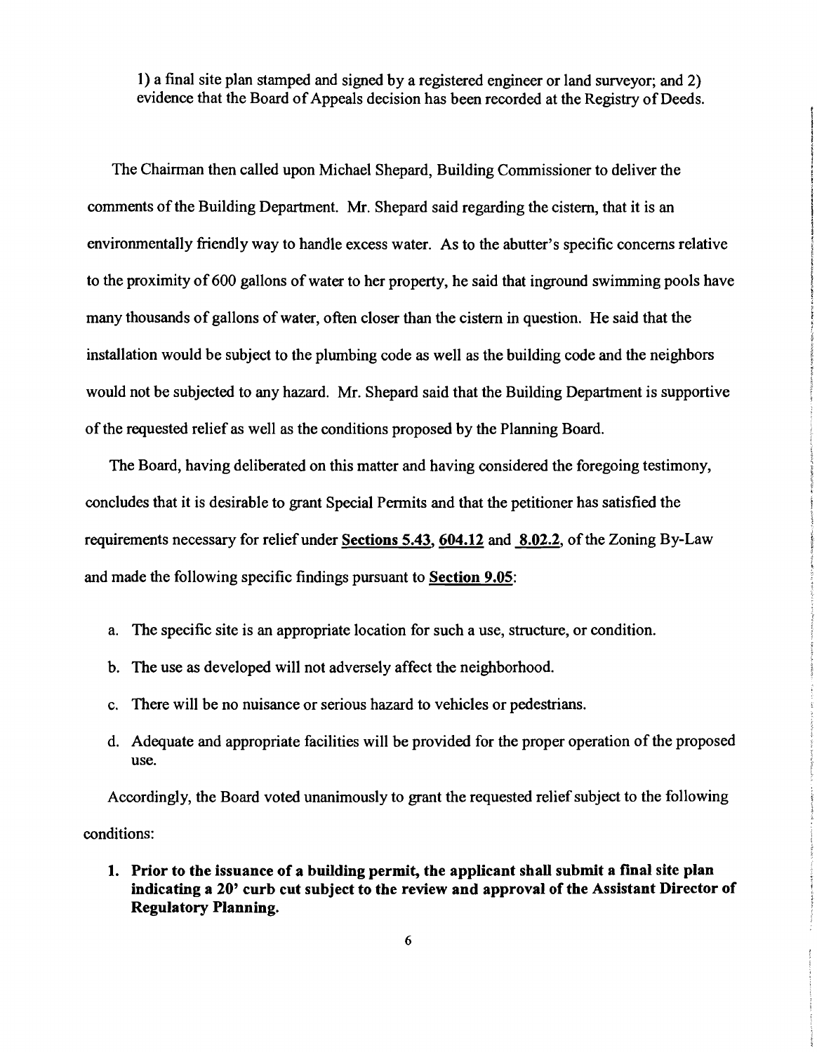1) a final site plan stamped and signed by a registered engineer or land surveyor; and 2) evidence that the Board of Appeals decision has been recorded at the Registry of Deeds.

The Chairman then called upon Michael Shepard, Building Commissioner to deliver the comments of the Building Department. Mr. Shepard said regarding the cistern, that it is an environmentally friendly way to handle excess water. As to the abutter's specific concerns relative to the proximity of 600 gallons of water to her property, he said that inground swimming pools have many thousands of gallons of water, often closer than the cistern in question. He said that the installation would be subject to the plumbing code as well as the building code and the neighbors would not be subjected to any hazard. Mr. Shepard said that the Building Department is supportive of the requested relief as well as the conditions proposed by the Planning Board.

The Board, having deliberated on this matter and having considered the foregoing testimony, concludes that it is desirable to grant Special Permits and that the petitioner has satisfied the requirements necessary for relief under **Sections 5.43, 604.12** and **8.02.2**, of the Zoning By-Law and made the following specific findings pursuant to **Section 9.05**:

a. The specific site is an appropriate location for such a use, structure, or condition.

b. The use as developed will not adversely affect the neighborhood.

c. There will be no nuisance or serious hazard to vehicles or pedestrians.

d. Adequate and appropriate facilities will be provided for the proper operation of the proposed use.

Accordingly, the Board voted unanimously to grant the requested relief subject to the following conditions:

1. **Prior to the issuance of a building permit, the applicant shall submit a final site plan indicating a 20' curb cut subject to the review and approval of the Assistant Director of Regulatory Planning.**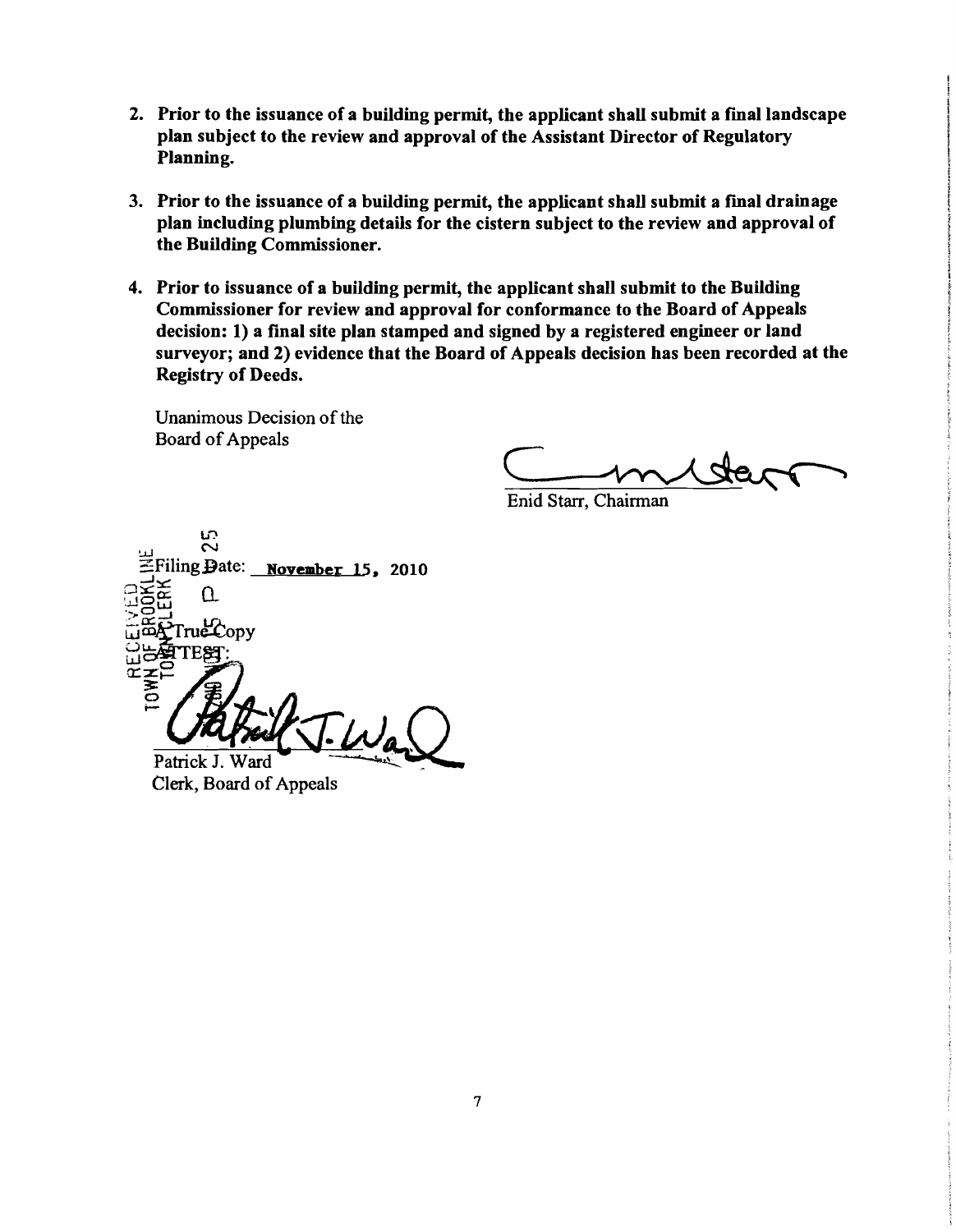2. **Prior to the issuance of a building permit, the applicant shall submit a final landscape plan subject to the review and approval of the Assistant Director of Regulatory Planning.**

3. **Prior to the issuance of a building permit, the applicant shall submit a final drainage plan including plumbing details for the cistern subject to the review and approval of the Building Commissioner.**

4. **Prior to issuance of a building permit, the applicant shall submit to the Building Commissioner for review and approval for conformance to the Board of Appeals decision: 1) a final site plan stamped and signed by a registered engineer or land surveyor; and 2) evidence that the Board of Appeals decision has been recorded at the Registry of Deeds.**

Unanimous Decision of the
Board of Appeals

Enid Starr, Chairman

RECEIVED
TOWN OF BROOKLINE
TOWN CLERK

2010 NOV 15 P 2:25

Filing Date: **November 15, 2010**

A True Copy
ATTEST:

Patrick J. Ward
Clerk, Board of Appeals